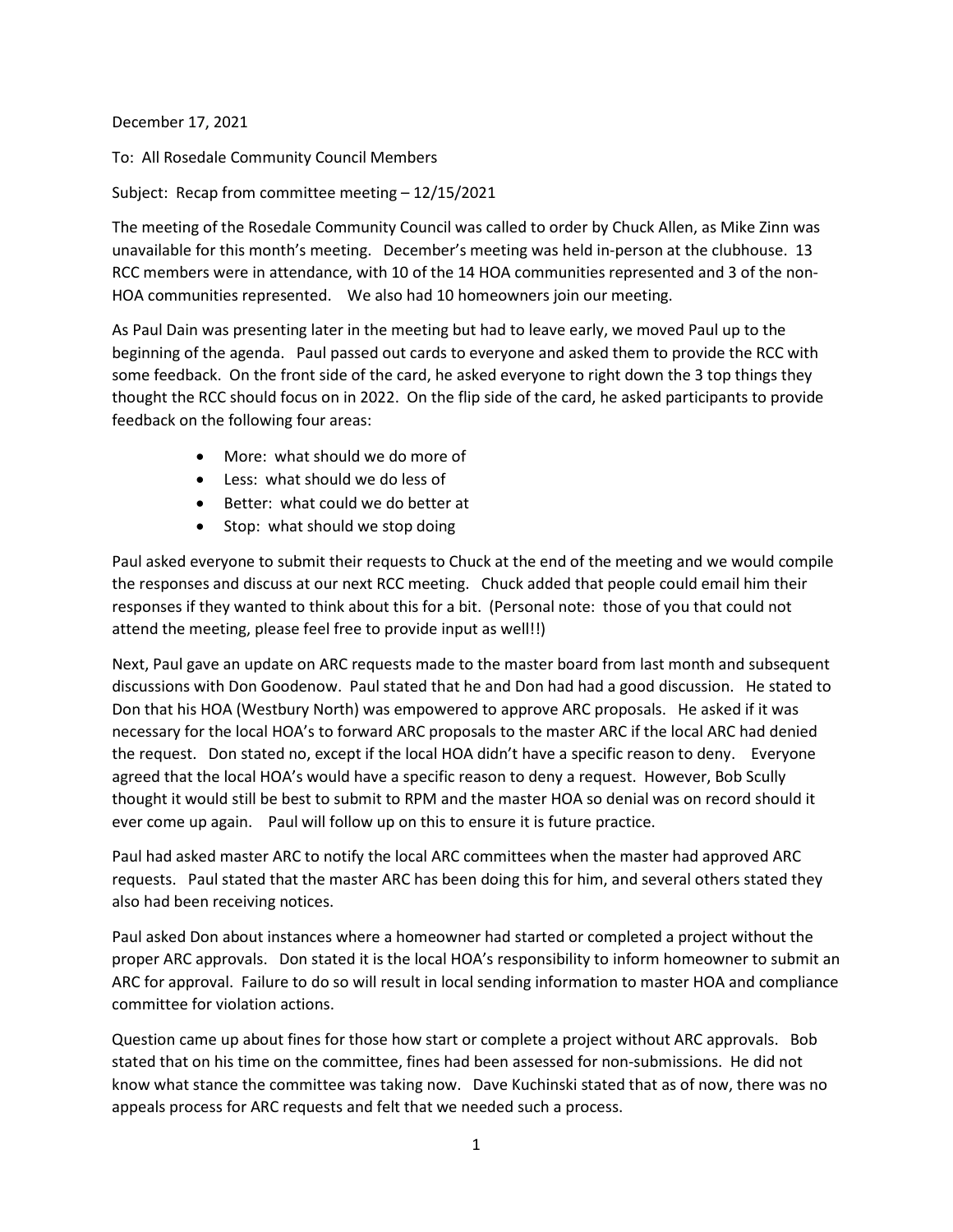December 17, 2021

To: All Rosedale Community Council Members

Subject: Recap from committee meeting – 12/15/2021

The meeting of the Rosedale Community Council was called to order by Chuck Allen, as Mike Zinn was unavailable for this month's meeting. December's meeting was held in-person at the clubhouse. 13 RCC members were in attendance, with 10 of the 14 HOA communities represented and 3 of the non-HOA communities represented. We also had 10 homeowners join our meeting.

As Paul Dain was presenting later in the meeting but had to leave early, we moved Paul up to the beginning of the agenda. Paul passed out cards to everyone and asked them to provide the RCC with some feedback. On the front side of the card, he asked everyone to right down the 3 top things they thought the RCC should focus on in 2022. On the flip side of the card, he asked participants to provide feedback on the following four areas:

- More: what should we do more of
- Less: what should we do less of
- Better: what could we do better at
- Stop: what should we stop doing

Paul asked everyone to submit their requests to Chuck at the end of the meeting and we would compile the responses and discuss at our next RCC meeting. Chuck added that people could email him their responses if they wanted to think about this for a bit. (Personal note: those of you that could not attend the meeting, please feel free to provide input as well!!)

Next, Paul gave an update on ARC requests made to the master board from last month and subsequent discussions with Don Goodenow. Paul stated that he and Don had had a good discussion. He stated to Don that his HOA (Westbury North) was empowered to approve ARC proposals. He asked if it was necessary for the local HOA's to forward ARC proposals to the master ARC if the local ARC had denied the request. Don stated no, except if the local HOA didn't have a specific reason to deny. Everyone agreed that the local HOA's would have a specific reason to deny a request. However, Bob Scully thought it would still be best to submit to RPM and the master HOA so denial was on record should it ever come up again. Paul will follow up on this to ensure it is future practice.

Paul had asked master ARC to notify the local ARC committees when the master had approved ARC requests. Paul stated that the master ARC has been doing this for him, and several others stated they also had been receiving notices.

Paul asked Don about instances where a homeowner had started or completed a project without the proper ARC approvals. Don stated it is the local HOA's responsibility to inform homeowner to submit an ARC for approval. Failure to do so will result in local sending information to master HOA and compliance committee for violation actions.

Question came up about fines for those how start or complete a project without ARC approvals. Bob stated that on his time on the committee, fines had been assessed for non-submissions. He did not know what stance the committee was taking now. Dave Kuchinski stated that as of now, there was no appeals process for ARC requests and felt that we needed such a process.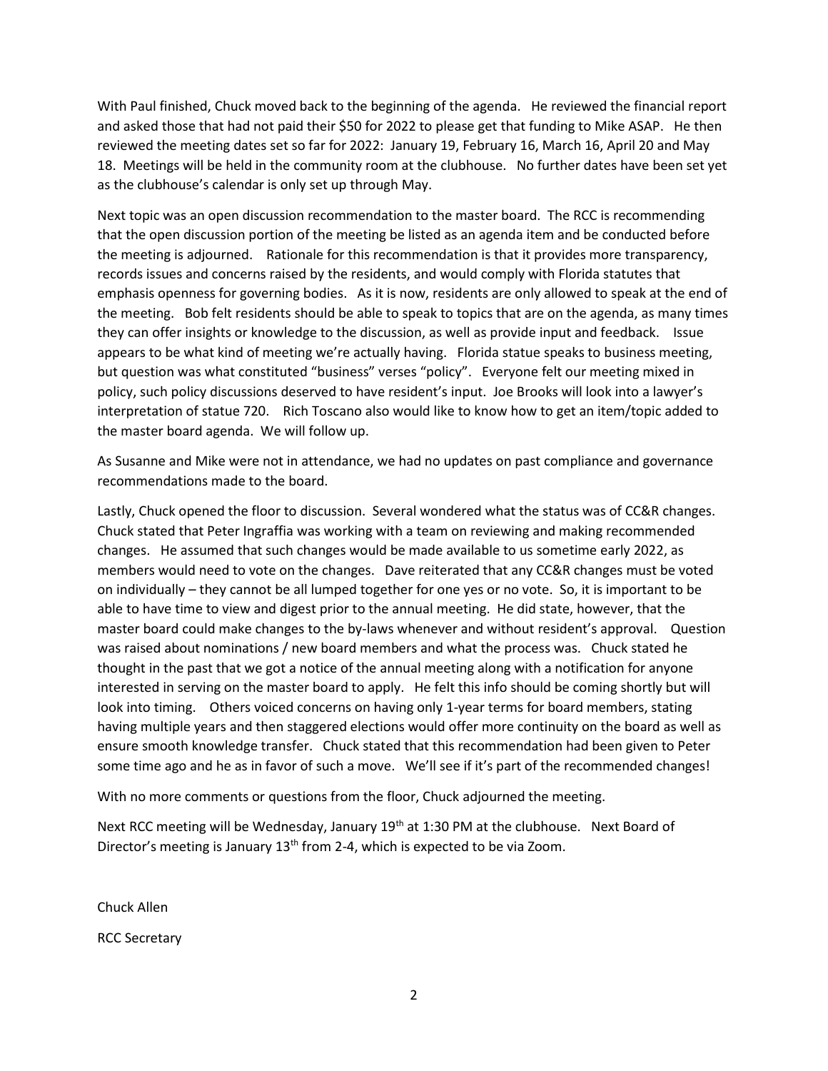With Paul finished, Chuck moved back to the beginning of the agenda. He reviewed the financial report and asked those that had not paid their $50 for 2022 to please get that funding to Mike ASAP. He then reviewed the meeting dates set so far for 2022: January 19, February 16, March 16, April 20 and May 18. Meetings will be held in the community room at the clubhouse. No further dates have been set yet as the clubhouse's calendar is only set up through May.

Next topic was an open discussion recommendation to the master board. The RCC is recommending that the open discussion portion of the meeting be listed as an agenda item and be conducted before the meeting is adjourned. Rationale for this recommendation is that it provides more transparency, records issues and concerns raised by the residents, and would comply with Florida statutes that emphasis openness for governing bodies. As it is now, residents are only allowed to speak at the end of the meeting. Bob felt residents should be able to speak to topics that are on the agenda, as many times they can offer insights or knowledge to the discussion, as well as provide input and feedback. Issue appears to be what kind of meeting we're actually having. Florida statue speaks to business meeting, but question was what constituted "business" verses "policy". Everyone felt our meeting mixed in policy, such policy discussions deserved to have resident's input. Joe Brooks will look into a lawyer's interpretation of statue 720. Rich Toscano also would like to know how to get an item/topic added to the master board agenda. We will follow up.

As Susanne and Mike were not in attendance, we had no updates on past compliance and governance recommendations made to the board.

Lastly, Chuck opened the floor to discussion. Several wondered what the status was of CC&R changes. Chuck stated that Peter Ingraffia was working with a team on reviewing and making recommended changes. He assumed that such changes would be made available to us sometime early 2022, as members would need to vote on the changes. Dave reiterated that any CC&R changes must be voted on individually – they cannot be all lumped together for one yes or no vote. So, it is important to be able to have time to view and digest prior to the annual meeting. He did state, however, that the master board could make changes to the by-laws whenever and without resident's approval. Question was raised about nominations / new board members and what the process was. Chuck stated he thought in the past that we got a notice of the annual meeting along with a notification for anyone interested in serving on the master board to apply. He felt this info should be coming shortly but will look into timing. Others voiced concerns on having only 1-year terms for board members, stating having multiple years and then staggered elections would offer more continuity on the board as well as ensure smooth knowledge transfer. Chuck stated that this recommendation had been given to Peter some time ago and he as in favor of such a move. We'll see if it's part of the recommended changes!

With no more comments or questions from the floor, Chuck adjourned the meeting.

Next RCC meeting will be Wednesday, January 19th at 1:30 PM at the clubhouse. Next Board of Director's meeting is January 13th from 2-4, which is expected to be via Zoom.

Chuck Allen

RCC Secretary